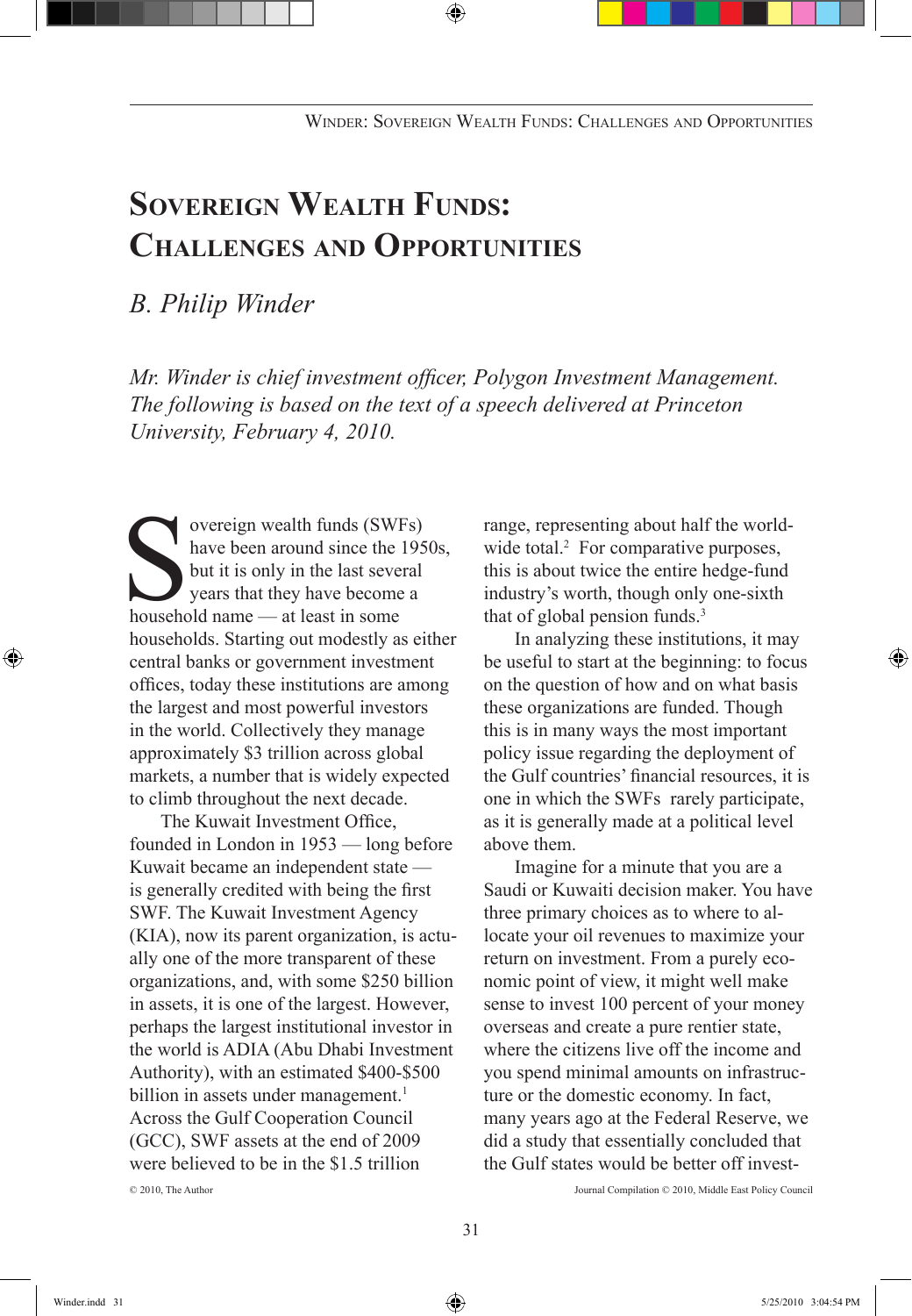# Sovereign Wealth Funds: Challenges and Opportunities

*B. Philip Winder*

*Mr. Winder is chief investment officer, Polygon Investment Management. The following is based on the text of a speech delivered at Princeton University, February 4, 2010.*

Sovereign wealth funds (SWFs) have been around since the 1950s, but it is only in the last several years that they have become a household name — at least in some households. Starting out modestly as either central banks or government investment offices, today these institutions are among the largest and most powerful investors in the world. Collectively they manage approximately $3 trillion across global markets, a number that is widely expected to climb throughout the next decade.

The Kuwait Investment Office, founded in London in 1953 — long before Kuwait became an independent state — is generally credited with being the first SWF. The Kuwait Investment Agency (KIA), now its parent organization, is actually one of the more transparent of these organizations, and, with some $250 billion in assets, it is one of the largest. However, perhaps the largest institutional investor in the world is ADIA (Abu Dhabi Investment Authority), with an estimated $400-$500 billion in assets under management.[1] Across the Gulf Cooperation Council (GCC), SWF assets at the end of 2009 were believed to be in the $1.5 trillion range, representing about half the worldwide total.[2] For comparative purposes, this is about twice the entire hedge-fund industry's worth, though only one-sixth that of global pension funds.[3]

In analyzing these institutions, it may be useful to start at the beginning: to focus on the question of how and on what basis these organizations are funded. Though this is in many ways the most important policy issue regarding the deployment of the Gulf countries' financial resources, it is one in which the SWFs rarely participate, as it is generally made at a political level above them.

Imagine for a minute that you are a Saudi or Kuwaiti decision maker. You have three primary choices as to where to allocate your oil revenues to maximize your return on investment. From a purely economic point of view, it might well make sense to invest 100 percent of your money overseas and create a pure rentier state, where the citizens live off the income and you spend minimal amounts on infrastructure or the domestic economy. In fact, many years ago at the Federal Reserve, we did a study that essentially concluded that the Gulf states would be better off invest-

© 2010, The Author

Journal Compilation © 2010, Middle East Policy Council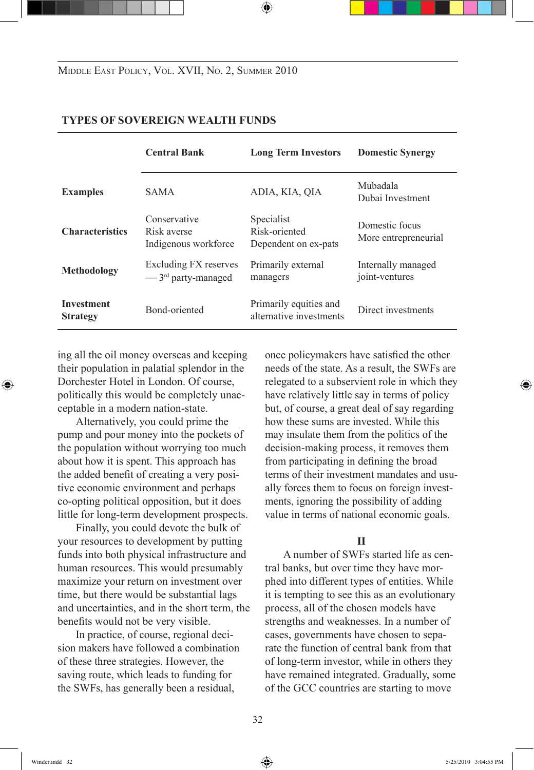**TYPES OF SOVEREIGN WEALTH FUNDS**

| | Central Bank | Long Term Investors | Domestic Synergy |
|---|---|---|---|
| **Examples** | SAMA | ADIA, KIA, QIA | Mubadala<br>Dubai Investment |
| **Characteristics** | Conservative<br>Risk averse<br>Indigenous workforce | Specialist<br>Risk-oriented<br>Dependent on ex-pats | Domestic focus<br>More entrepreneurial |
| **Methodology** | Excluding FX reserves — 3rd party-managed | Primarily external managers | Internally managed joint-ventures |
| **Investment Strategy** | Bond-oriented | Primarily equities and alternative investments | Direct investments |

ing all the oil money overseas and keeping their population in palatial splendor in the Dorchester Hotel in London. Of course, politically this would be completely unacceptable in a modern nation-state.

Alternatively, you could prime the pump and pour money into the pockets of the population without worrying too much about how it is spent. This approach has the added benefit of creating a very positive economic environment and perhaps co-opting political opposition, but it does little for long-term development prospects.

Finally, you could devote the bulk of your resources to development by putting funds into both physical infrastructure and human resources. This would presumably maximize your return on investment over time, but there would be substantial lags and uncertainties, and in the short term, the benefits would not be very visible.

In practice, of course, regional decision makers have followed a combination of these three strategies. However, the saving route, which leads to funding for the SWFs, has generally been a residual, once policymakers have satisfied the other needs of the state. As a result, the SWFs are relegated to a subservient role in which they have relatively little say in terms of policy but, of course, a great deal of say regarding how these sums are invested. While this may insulate them from the politics of the decision-making process, it removes them from participating in defining the broad terms of their investment mandates and usually forces them to focus on foreign investments, ignoring the possibility of adding value in terms of national economic goals.

## II

A number of SWFs started life as central banks, but over time they have morphed into different types of entities. While it is tempting to see this as an evolutionary process, all of the chosen models have strengths and weaknesses. In a number of cases, governments have chosen to separate the function of central bank from that of long-term investor, while in others they have remained integrated. Gradually, some of the GCC countries are starting to move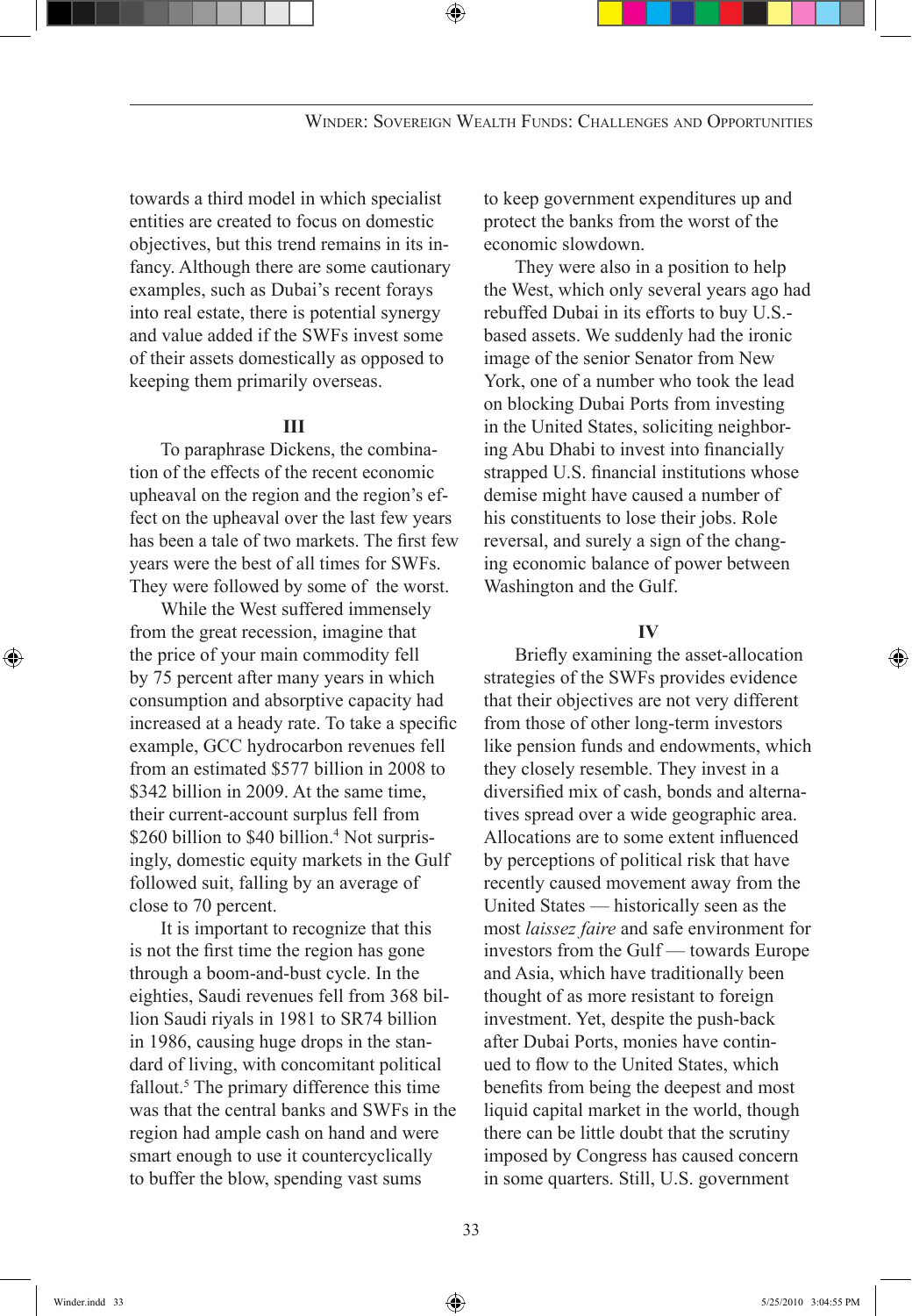towards a third model in which specialist entities are created to focus on domestic objectives, but this trend remains in its infancy. Although there are some cautionary examples, such as Dubai's recent forays into real estate, there is potential synergy and value added if the SWFs invest some of their assets domestically as opposed to keeping them primarily overseas.

## III

To paraphrase Dickens, the combination of the effects of the recent economic upheaval on the region and the region's effect on the upheaval over the last few years has been a tale of two markets. The first few years were the best of all times for SWFs. They were followed by some of the worst.

While the West suffered immensely from the great recession, imagine that the price of your main commodity fell by 75 percent after many years in which consumption and absorptive capacity had increased at a heady rate. To take a specific example, GCC hydrocarbon revenues fell from an estimated $577 billion in 2008 to $342 billion in 2009. At the same time, their current-account surplus fell from $260 billion to $40 billion.[4] Not surprisingly, domestic equity markets in the Gulf followed suit, falling by an average of close to 70 percent.

It is important to recognize that this is not the first time the region has gone through a boom-and-bust cycle. In the eighties, Saudi revenues fell from 368 billion Saudi riyals in 1981 to SR74 billion in 1986, causing huge drops in the standard of living, with concomitant political fallout.[5] The primary difference this time was that the central banks and SWFs in the region had ample cash on hand and were smart enough to use it countercyclically to buffer the blow, spending vast sums to keep government expenditures up and protect the banks from the worst of the economic slowdown.

They were also in a position to help the West, which only several years ago had rebuffed Dubai in its efforts to buy U.S.-based assets. We suddenly had the ironic image of the senior Senator from New York, one of a number who took the lead on blocking Dubai Ports from investing in the United States, soliciting neighboring Abu Dhabi to invest into financially strapped U.S. financial institutions whose demise might have caused a number of his constituents to lose their jobs. Role reversal, and surely a sign of the changing economic balance of power between Washington and the Gulf.

## IV

Briefly examining the asset-allocation strategies of the SWFs provides evidence that their objectives are not very different from those of other long-term investors like pension funds and endowments, which they closely resemble. They invest in a diversified mix of cash, bonds and alternatives spread over a wide geographic area. Allocations are to some extent influenced by perceptions of political risk that have recently caused movement away from the United States — historically seen as the most *laissez faire* and safe environment for investors from the Gulf — towards Europe and Asia, which have traditionally been thought of as more resistant to foreign investment. Yet, despite the push-back after Dubai Ports, monies have continued to flow to the United States, which benefits from being the deepest and most liquid capital market in the world, though there can be little doubt that the scrutiny imposed by Congress has caused concern in some quarters. Still, U.S. government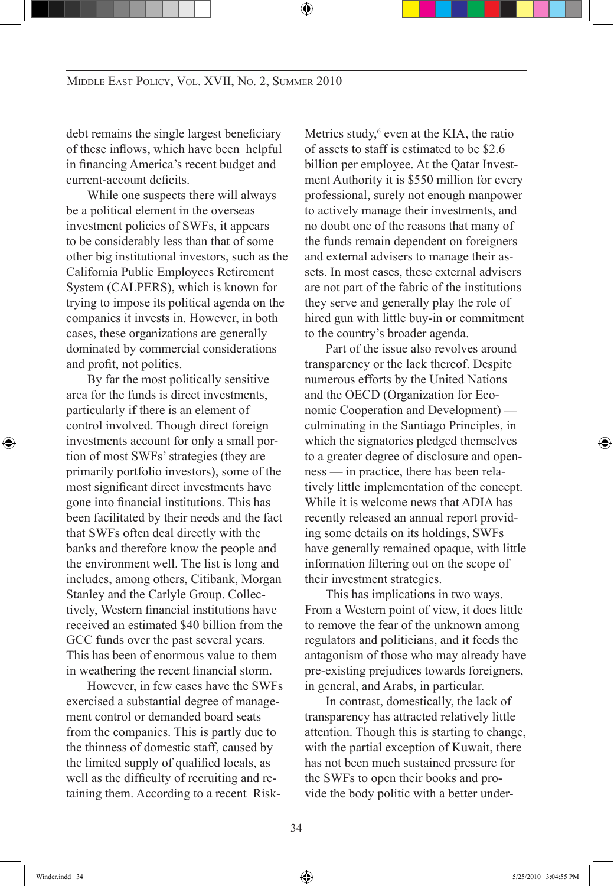debt remains the single largest beneficiary of these inflows, which have been helpful in financing America's recent budget and current-account deficits.

While one suspects there will always be a political element in the overseas investment policies of SWFs, it appears to be considerably less than that of some other big institutional investors, such as the California Public Employees Retirement System (CALPERS), which is known for trying to impose its political agenda on the companies it invests in. However, in both cases, these organizations are generally dominated by commercial considerations and profit, not politics.

By far the most politically sensitive area for the funds is direct investments, particularly if there is an element of control involved. Though direct foreign investments account for only a small portion of most SWFs' strategies (they are primarily portfolio investors), some of the most significant direct investments have gone into financial institutions. This has been facilitated by their needs and the fact that SWFs often deal directly with the banks and therefore know the people and the environment well. The list is long and includes, among others, Citibank, Morgan Stanley and the Carlyle Group. Collectively, Western financial institutions have received an estimated $40 billion from the GCC funds over the past several years. This has been of enormous value to them in weathering the recent financial storm.

However, in few cases have the SWFs exercised a substantial degree of management control or demanded board seats from the companies. This is partly due to the thinness of domestic staff, caused by the limited supply of qualified locals, as well as the difficulty of recruiting and retaining them. According to a recent Risk-Metrics study,[6] even at the KIA, the ratio of assets to staff is estimated to be $2.6 billion per employee. At the Qatar Investment Authority it is $550 million for every professional, surely not enough manpower to actively manage their investments, and no doubt one of the reasons that many of the funds remain dependent on foreigners and external advisers to manage their assets. In most cases, these external advisers are not part of the fabric of the institutions they serve and generally play the role of hired gun with little buy-in or commitment to the country's broader agenda.

Part of the issue also revolves around transparency or the lack thereof. Despite numerous efforts by the United Nations and the OECD (Organization for Economic Cooperation and Development) — culminating in the Santiago Principles, in which the signatories pledged themselves to a greater degree of disclosure and openness — in practice, there has been relatively little implementation of the concept. While it is welcome news that ADIA has recently released an annual report providing some details on its holdings, SWFs have generally remained opaque, with little information filtering out on the scope of their investment strategies.

This has implications in two ways. From a Western point of view, it does little to remove the fear of the unknown among regulators and politicians, and it feeds the antagonism of those who may already have pre-existing prejudices towards foreigners, in general, and Arabs, in particular.

In contrast, domestically, the lack of transparency has attracted relatively little attention. Though this is starting to change, with the partial exception of Kuwait, there has not been much sustained pressure for the SWFs to open their books and provide the body politic with a better under-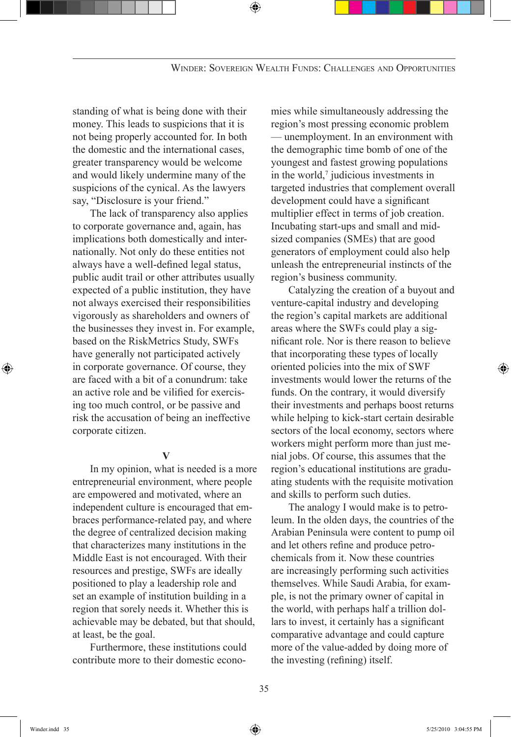standing of what is being done with their money. This leads to suspicions that it is not being properly accounted for. In both the domestic and the international cases, greater transparency would be welcome and would likely undermine many of the suspicions of the cynical. As the lawyers say, "Disclosure is your friend."

The lack of transparency also applies to corporate governance and, again, has implications both domestically and internationally. Not only do these entities not always have a well-defined legal status, public audit trail or other attributes usually expected of a public institution, they have not always exercised their responsibilities vigorously as shareholders and owners of the businesses they invest in. For example, based on the RiskMetrics Study, SWFs have generally not participated actively in corporate governance. Of course, they are faced with a bit of a conundrum: take an active role and be vilified for exercising too much control, or be passive and risk the accusation of being an ineffective corporate citizen.

## V

In my opinion, what is needed is a more entrepreneurial environment, where people are empowered and motivated, where an independent culture is encouraged that embraces performance-related pay, and where the degree of centralized decision making that characterizes many institutions in the Middle East is not encouraged. With their resources and prestige, SWFs are ideally positioned to play a leadership role and set an example of institution building in a region that sorely needs it. Whether this is achievable may be debated, but that should, at least, be the goal.

Furthermore, these institutions could contribute more to their domestic economies while simultaneously addressing the region's most pressing economic problem — unemployment. In an environment with the demographic time bomb of one of the youngest and fastest growing populations in the world,[7] judicious investments in targeted industries that complement overall development could have a significant multiplier effect in terms of job creation. Incubating start-ups and small and mid-sized companies (SMEs) that are good generators of employment could also help unleash the entrepreneurial instincts of the region's business community.

Catalyzing the creation of a buyout and venture-capital industry and developing the region's capital markets are additional areas where the SWFs could play a significant role. Nor is there reason to believe that incorporating these types of locally oriented policies into the mix of SWF investments would lower the returns of the funds. On the contrary, it would diversify their investments and perhaps boost returns while helping to kick-start certain desirable sectors of the local economy, sectors where workers might perform more than just menial jobs. Of course, this assumes that the region's educational institutions are graduating students with the requisite motivation and skills to perform such duties.

The analogy I would make is to petroleum. In the olden days, the countries of the Arabian Peninsula were content to pump oil and let others refine and produce petrochemicals from it. Now these countries are increasingly performing such activities themselves. While Saudi Arabia, for example, is not the primary owner of capital in the world, with perhaps half a trillion dollars to invest, it certainly has a significant comparative advantage and could capture more of the value-added by doing more of the investing (refining) itself.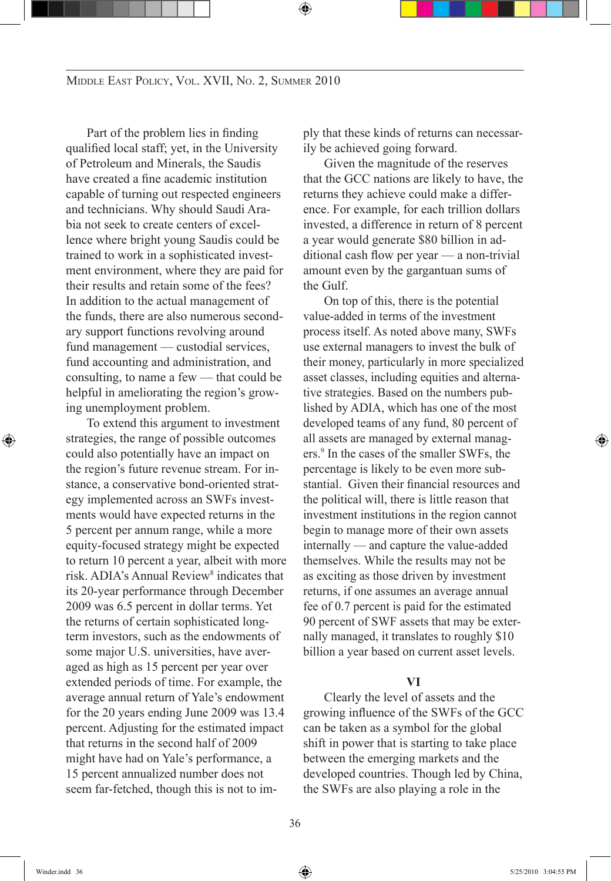Part of the problem lies in finding qualified local staff; yet, in the University of Petroleum and Minerals, the Saudis have created a fine academic institution capable of turning out respected engineers and technicians. Why should Saudi Arabia not seek to create centers of excellence where bright young Saudis could be trained to work in a sophisticated investment environment, where they are paid for their results and retain some of the fees? In addition to the actual management of the funds, there are also numerous secondary support functions revolving around fund management — custodial services, fund accounting and administration, and consulting, to name a few — that could be helpful in ameliorating the region's growing unemployment problem.

To extend this argument to investment strategies, the range of possible outcomes could also potentially have an impact on the region's future revenue stream. For instance, a conservative bond-oriented strategy implemented across an SWFs investments would have expected returns in the 5 percent per annum range, while a more equity-focused strategy might be expected to return 10 percent a year, albeit with more risk. ADIA's Annual Review[8] indicates that its 20-year performance through December 2009 was 6.5 percent in dollar terms. Yet the returns of certain sophisticated long-term investors, such as the endowments of some major U.S. universities, have averaged as high as 15 percent per year over extended periods of time. For example, the average annual return of Yale's endowment for the 20 years ending June 2009 was 13.4 percent. Adjusting for the estimated impact that returns in the second half of 2009 might have had on Yale's performance, a 15 percent annualized number does not seem far-fetched, though this is not to imply that these kinds of returns can necessarily be achieved going forward.

Given the magnitude of the reserves that the GCC nations are likely to have, the returns they achieve could make a difference. For example, for each trillion dollars invested, a difference in return of 8 percent a year would generate $80 billion in additional cash flow per year — a non-trivial amount even by the gargantuan sums of the Gulf.

On top of this, there is the potential value-added in terms of the investment process itself. As noted above many, SWFs use external managers to invest the bulk of their money, particularly in more specialized asset classes, including equities and alternative strategies. Based on the numbers published by ADIA, which has one of the most developed teams of any fund, 80 percent of all assets are managed by external managers.[9] In the cases of the smaller SWFs, the percentage is likely to be even more substantial. Given their financial resources and the political will, there is little reason that investment institutions in the region cannot begin to manage more of their own assets internally — and capture the value-added themselves. While the results may not be as exciting as those driven by investment returns, if one assumes an average annual fee of 0.7 percent is paid for the estimated 90 percent of SWF assets that may be externally managed, it translates to roughly $10 billion a year based on current asset levels.

## VI

Clearly the level of assets and the growing influence of the SWFs of the GCC can be taken as a symbol for the global shift in power that is starting to take place between the emerging markets and the developed countries. Though led by China, the SWFs are also playing a role in the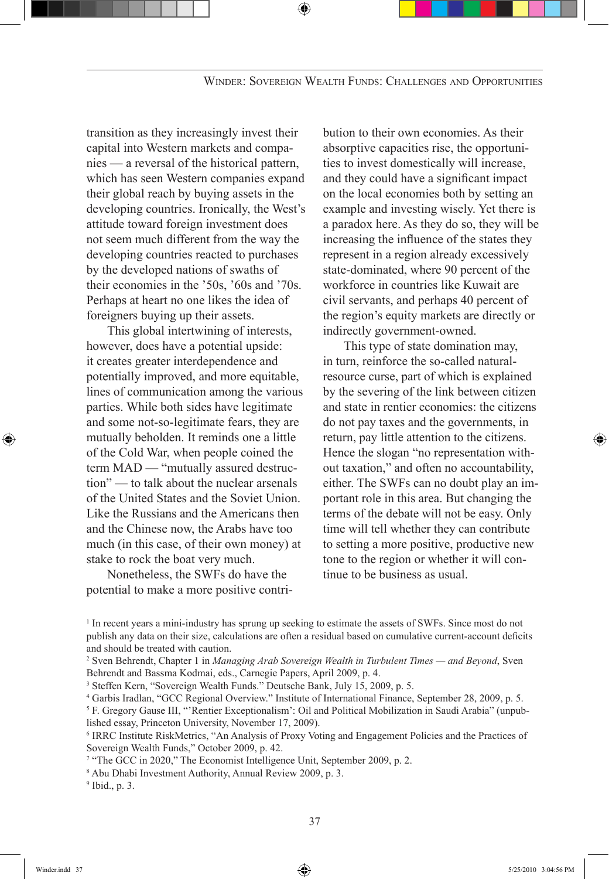transition as they increasingly invest their capital into Western markets and companies — a reversal of the historical pattern, which has seen Western companies expand their global reach by buying assets in the developing countries. Ironically, the West's attitude toward foreign investment does not seem much different from the way the developing countries reacted to purchases by the developed nations of swaths of their economies in the '50s, '60s and '70s. Perhaps at heart no one likes the idea of foreigners buying up their assets.

This global intertwining of interests, however, does have a potential upside: it creates greater interdependence and potentially improved, and more equitable, lines of communication among the various parties. While both sides have legitimate and some not-so-legitimate fears, they are mutually beholden. It reminds one a little of the Cold War, when people coined the term MAD — "mutually assured destruction" — to talk about the nuclear arsenals of the United States and the Soviet Union. Like the Russians and the Americans then and the Chinese now, the Arabs have too much (in this case, of their own money) at stake to rock the boat very much.

Nonetheless, the SWFs do have the potential to make a more positive contribution to their own economies. As their absorptive capacities rise, the opportunities to invest domestically will increase, and they could have a significant impact on the local economies both by setting an example and investing wisely. Yet there is a paradox here. As they do so, they will be increasing the influence of the states they represent in a region already excessively state-dominated, where 90 percent of the workforce in countries like Kuwait are civil servants, and perhaps 40 percent of the region's equity markets are directly or indirectly government-owned.

This type of state domination may, in turn, reinforce the so-called natural-resource curse, part of which is explained by the severing of the link between citizen and state in rentier economies: the citizens do not pay taxes and the governments, in return, pay little attention to the citizens. Hence the slogan "no representation without taxation," and often no accountability, either. The SWFs can no doubt play an important role in this area. But changing the terms of the debate will not be easy. Only time will tell whether they can contribute to setting a more positive, productive new tone to the region or whether it will continue to be business as usual.

---

[1] In recent years a mini-industry has sprung up seeking to estimate the assets of SWFs. Since most do not publish any data on their size, calculations are often a residual based on cumulative current-account deficits and should be treated with caution.

[2] Sven Behrendt, Chapter 1 in *Managing Arab Sovereign Wealth in Turbulent Times — and Beyond*, Sven Behrendt and Bassma Kodmai, eds., Carnegie Papers, April 2009, p. 4.

[3] Steffen Kern, "Sovereign Wealth Funds." Deutsche Bank, July 15, 2009, p. 5.

[4] Garbis Iradlan, "GCC Regional Overview." Institute of International Finance, September 28, 2009, p. 5.

[5] F. Gregory Gause III, "'Rentier Exceptionalism': Oil and Political Mobilization in Saudi Arabia" (unpublished essay, Princeton University, November 17, 2009).

[6] IRRC Institute RiskMetrics, "An Analysis of Proxy Voting and Engagement Policies and the Practices of Sovereign Wealth Funds," October 2009, p. 42.

[7] "The GCC in 2020," The Economist Intelligence Unit, September 2009, p. 2.

[8] Abu Dhabi Investment Authority, Annual Review 2009, p. 3.

[9] Ibid., p. 3.